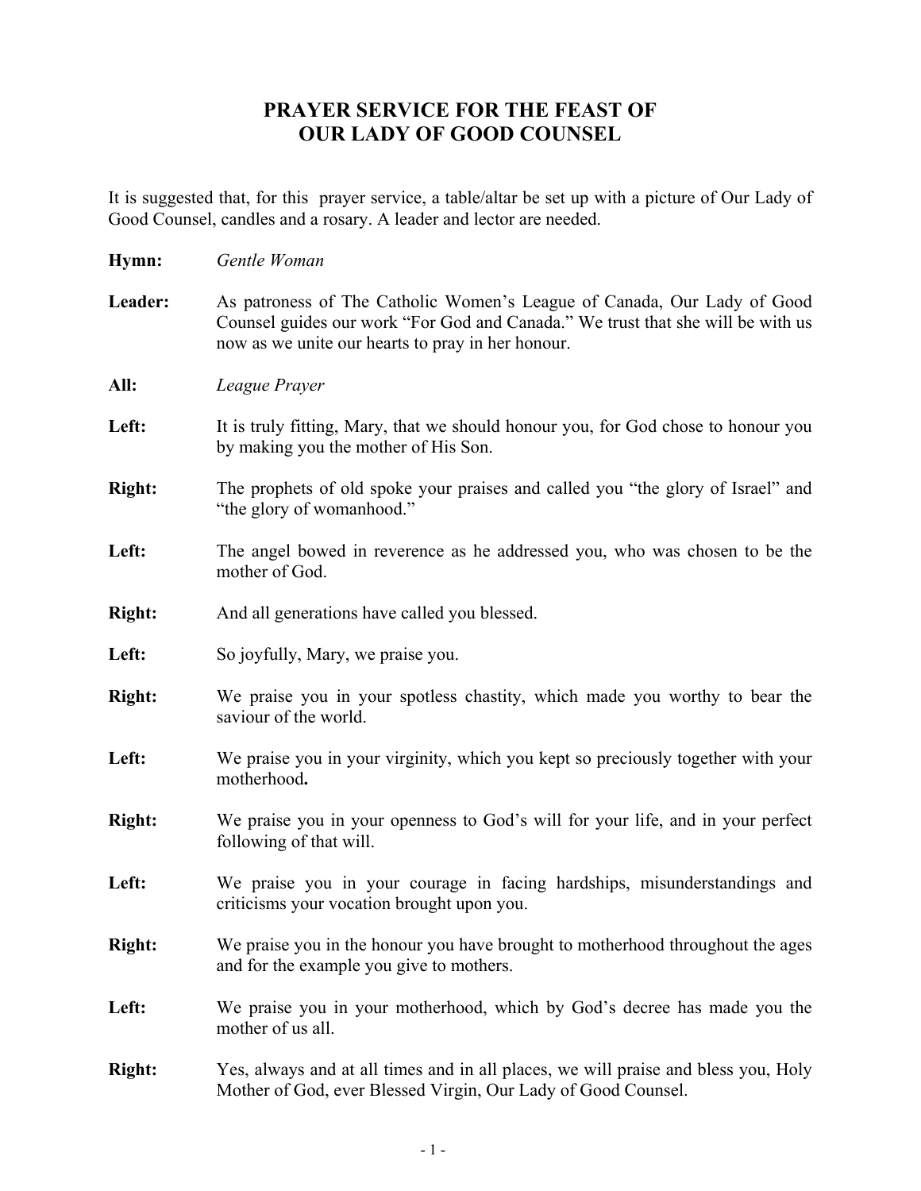# PRAYER SERVICE FOR THE FEAST OF OUR LADY OF GOOD COUNSEL

It is suggested that, for this prayer service, a table/altar be set up with a picture of Our Lady of Good Counsel, candles and a rosary. A leader and lector are needed.

**Hymn:** *Gentle Woman*

**Leader:** As patroness of The Catholic Women's League of Canada, Our Lady of Good Counsel guides our work "For God and Canada." We trust that she will be with us now as we unite our hearts to pray in her honour.

**All:** *League Prayer*

**Left:** It is truly fitting, Mary, that we should honour you, for God chose to honour you by making you the mother of His Son.

**Right:** The prophets of old spoke your praises and called you "the glory of Israel" and "the glory of womanhood."

**Left:** The angel bowed in reverence as he addressed you, who was chosen to be the mother of God.

**Right:** And all generations have called you blessed.

**Left:** So joyfully, Mary, we praise you.

**Right:** We praise you in your spotless chastity, which made you worthy to bear the saviour of the world.

**Left:** We praise you in your virginity, which you kept so preciously together with your motherhood**.**

**Right:** We praise you in your openness to God's will for your life, and in your perfect following of that will.

**Left:** We praise you in your courage in facing hardships, misunderstandings and criticisms your vocation brought upon you.

**Right:** We praise you in the honour you have brought to motherhood throughout the ages and for the example you give to mothers.

**Left:** We praise you in your motherhood, which by God's decree has made you the mother of us all.

**Right:** Yes, always and at all times and in all places, we will praise and bless you, Holy Mother of God, ever Blessed Virgin, Our Lady of Good Counsel.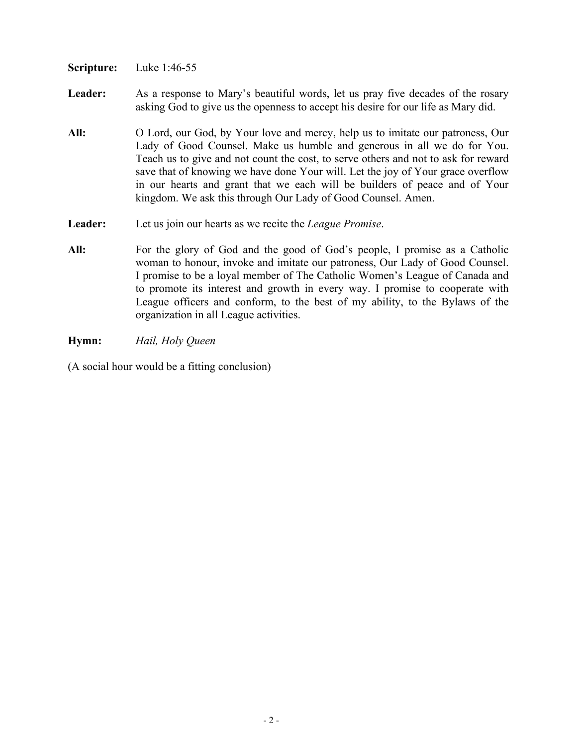**Scripture:** Luke 1:46-55

**Leader:** As a response to Mary's beautiful words, let us pray five decades of the rosary asking God to give us the openness to accept his desire for our life as Mary did.

**All:** O Lord, our God, by Your love and mercy, help us to imitate our patroness, Our Lady of Good Counsel. Make us humble and generous in all we do for You. Teach us to give and not count the cost, to serve others and not to ask for reward save that of knowing we have done Your will. Let the joy of Your grace overflow in our hearts and grant that we each will be builders of peace and of Your kingdom. We ask this through Our Lady of Good Counsel. Amen.

**Leader:** Let us join our hearts as we recite the *League Promise*.

**All:** For the glory of God and the good of God's people, I promise as a Catholic woman to honour, invoke and imitate our patroness, Our Lady of Good Counsel. I promise to be a loyal member of The Catholic Women's League of Canada and to promote its interest and growth in every way. I promise to cooperate with League officers and conform, to the best of my ability, to the Bylaws of the organization in all League activities.

**Hymn:** *Hail, Holy Queen*

(A social hour would be a fitting conclusion)